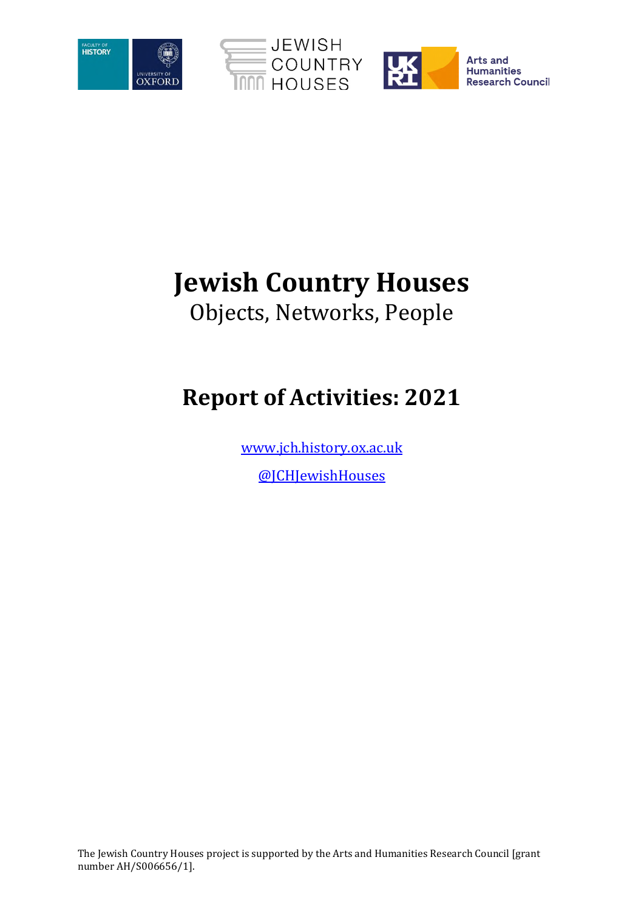# Jewish Country Houses

Objects, Networks, People

## Report of Activities: 2021

www.jch.history.ox.ac.uk

@JCHJewishHouses

The Jewish Country Houses project is supported by the Arts and Humanities Research Council [grant number AH/S006656/1].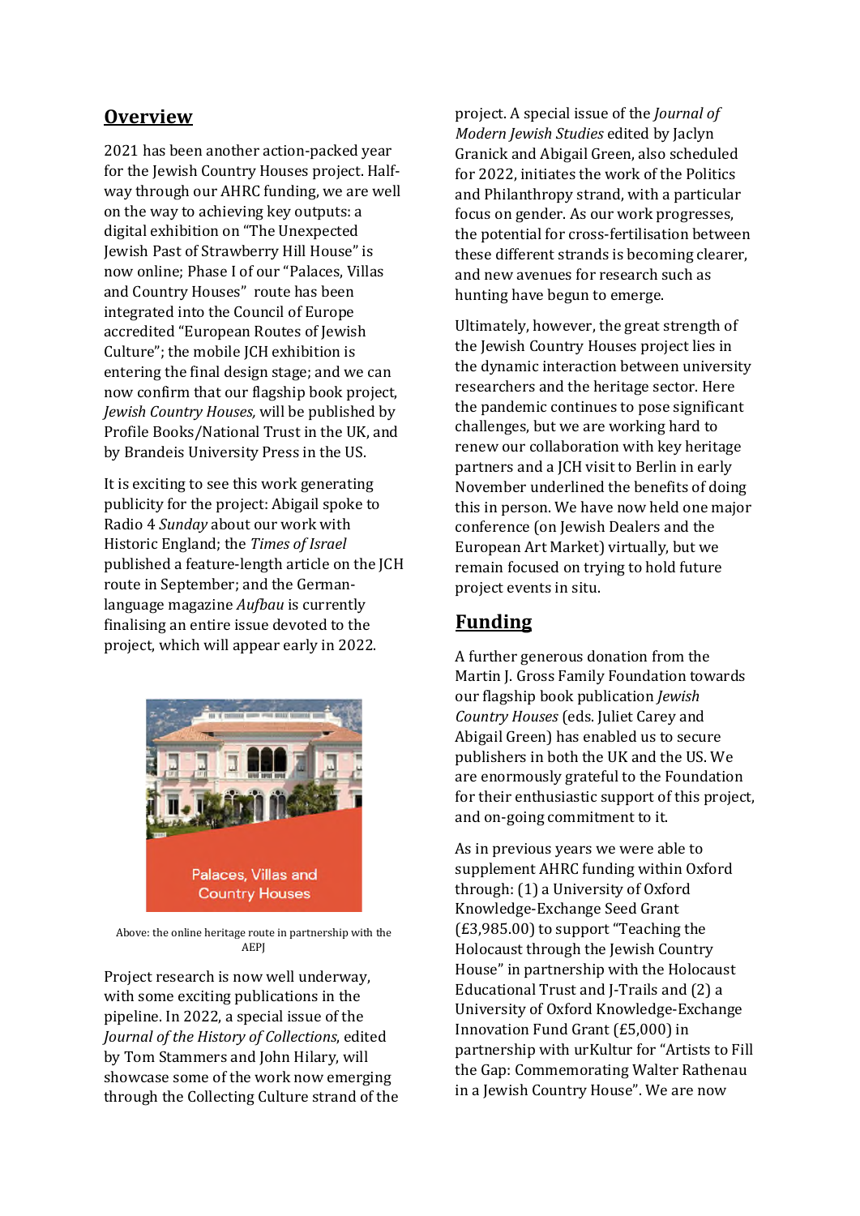## Overview

2021 has been another action-packed year for the Jewish Country Houses project. Half-way through our AHRC funding, we are well on the way to achieving key outputs: a digital exhibition on "The Unexpected Jewish Past of Strawberry Hill House" is now online; Phase I of our "Palaces, Villas and Country Houses" route has been integrated into the Council of Europe accredited "European Routes of Jewish Culture"; the mobile JCH exhibition is entering the final design stage; and we can now confirm that our flagship book project, *Jewish Country Houses,* will be published by Profile Books/National Trust in the UK, and by Brandeis University Press in the US.

It is exciting to see this work generating publicity for the project: Abigail spoke to Radio 4 *Sunday* about our work with Historic England; the *Times of Israel* published a feature-length article on the JCH route in September; and the German-language magazine *Aufbau* is currently finalising an entire issue devoted to the project, which will appear early in 2022.

Palaces, Villas and Country Houses

Above: the online heritage route in partnership with the AEPJ

Project research is now well underway, with some exciting publications in the pipeline. In 2022, a special issue of the *Journal of the History of Collections*, edited by Tom Stammers and John Hilary, will showcase some of the work now emerging through the Collecting Culture strand of the project. A special issue of the *Journal of Modern Jewish Studies* edited by Jaclyn Granick and Abigail Green, also scheduled for 2022, initiates the work of the Politics and Philanthropy strand, with a particular focus on gender. As our work progresses, the potential for cross-fertilisation between these different strands is becoming clearer, and new avenues for research such as hunting have begun to emerge.

Ultimately, however, the great strength of the Jewish Country Houses project lies in the dynamic interaction between university researchers and the heritage sector. Here the pandemic continues to pose significant challenges, but we are working hard to renew our collaboration with key heritage partners and a JCH visit to Berlin in early November underlined the benefits of doing this in person. We have now held one major conference (on Jewish Dealers and the European Art Market) virtually, but we remain focused on trying to hold future project events in situ.

## Funding

A further generous donation from the Martin J. Gross Family Foundation towards our flagship book publication *Jewish Country Houses* (eds. Juliet Carey and Abigail Green) has enabled us to secure publishers in both the UK and the US. We are enormously grateful to the Foundation for their enthusiastic support of this project, and on-going commitment to it.

As in previous years we were able to supplement AHRC funding within Oxford through: (1) a University of Oxford Knowledge-Exchange Seed Grant (£3,985.00) to support "Teaching the Holocaust through the Jewish Country House" in partnership with the Holocaust Educational Trust and J-Trails and (2) a University of Oxford Knowledge-Exchange Innovation Fund Grant (£5,000) in partnership with urKultur for "Artists to Fill the Gap: Commemorating Walter Rathenau in a Jewish Country House". We are now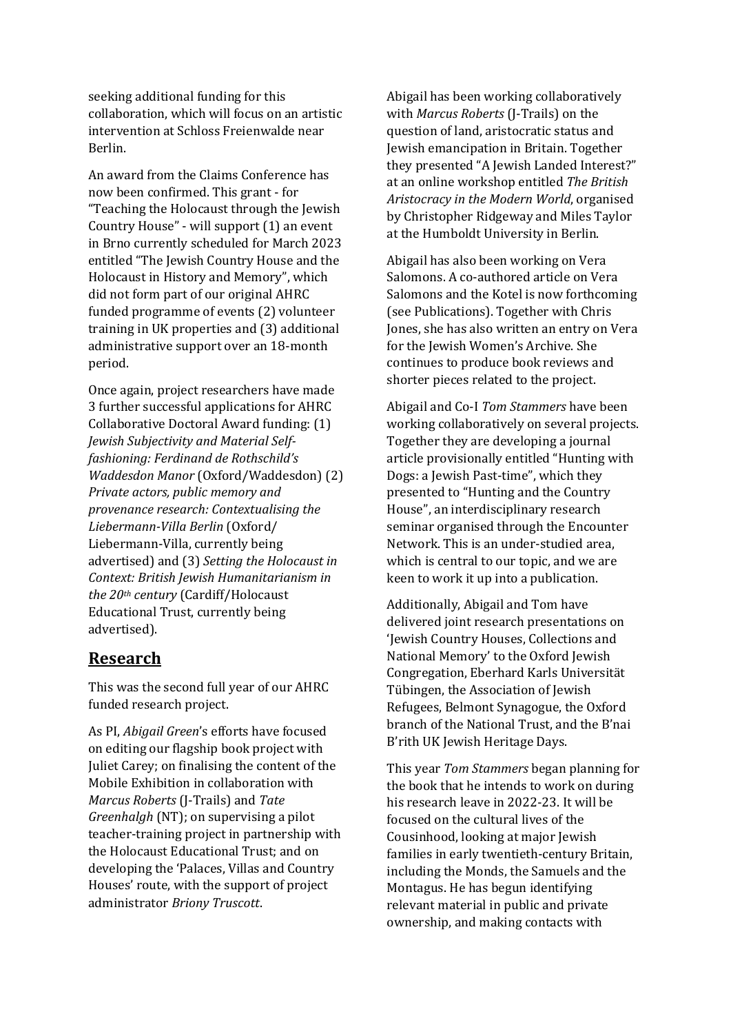seeking additional funding for this collaboration, which will focus on an artistic intervention at Schloss Freienwalde near Berlin.

An award from the Claims Conference has now been confirmed. This grant - for "Teaching the Holocaust through the Jewish Country House" - will support (1) an event in Brno currently scheduled for March 2023 entitled "The Jewish Country House and the Holocaust in History and Memory", which did not form part of our original AHRC funded programme of events (2) volunteer training in UK properties and (3) additional administrative support over an 18-month period.

Once again, project researchers have made 3 further successful applications for AHRC Collaborative Doctoral Award funding: (1) *Jewish Subjectivity and Material Self-fashioning: Ferdinand de Rothschild's Waddesdon Manor* (Oxford/Waddesdon) (2) *Private actors, public memory and provenance research: Contextualising the Liebermann-Villa Berlin* (Oxford/ Liebermann-Villa, currently being advertised) and (3) *Setting the Holocaust in Context: British Jewish Humanitarianism in the 20th century* (Cardiff/Holocaust Educational Trust, currently being advertised).

## Research

This was the second full year of our AHRC funded research project.

As PI, *Abigail Green*'s efforts have focused on editing our flagship book project with Juliet Carey; on finalising the content of the Mobile Exhibition in collaboration with *Marcus Roberts* (J-Trails) and *Tate Greenhalgh* (NT); on supervising a pilot teacher-training project in partnership with the Holocaust Educational Trust; and on developing the 'Palaces, Villas and Country Houses' route, with the support of project administrator *Briony Truscott*.

Abigail has been working collaboratively with *Marcus Roberts* (J-Trails) on the question of land, aristocratic status and Jewish emancipation in Britain. Together they presented "A Jewish Landed Interest?" at an online workshop entitled *The British Aristocracy in the Modern World*, organised by Christopher Ridgeway and Miles Taylor at the Humboldt University in Berlin.

Abigail has also been working on Vera Salomons. A co-authored article on Vera Salomons and the Kotel is now forthcoming (see Publications). Together with Chris Jones, she has also written an entry on Vera for the Jewish Women's Archive. She continues to produce book reviews and shorter pieces related to the project.

Abigail and Co-I *Tom Stammers* have been working collaboratively on several projects. Together they are developing a journal article provisionally entitled "Hunting with Dogs: a Jewish Past-time", which they presented to "Hunting and the Country House", an interdisciplinary research seminar organised through the Encounter Network. This is an under-studied area, which is central to our topic, and we are keen to work it up into a publication.

Additionally, Abigail and Tom have delivered joint research presentations on 'Jewish Country Houses, Collections and National Memory' to the Oxford Jewish Congregation, Eberhard Karls Universität Tübingen, the Association of Jewish Refugees, Belmont Synagogue, the Oxford branch of the National Trust, and the B'nai B'rith UK Jewish Heritage Days.

This year *Tom Stammers* began planning for the book that he intends to work on during his research leave in 2022-23. It will be focused on the cultural lives of the Cousinhood, looking at major Jewish families in early twentieth-century Britain, including the Monds, the Samuels and the Montagus. He has begun identifying relevant material in public and private ownership, and making contacts with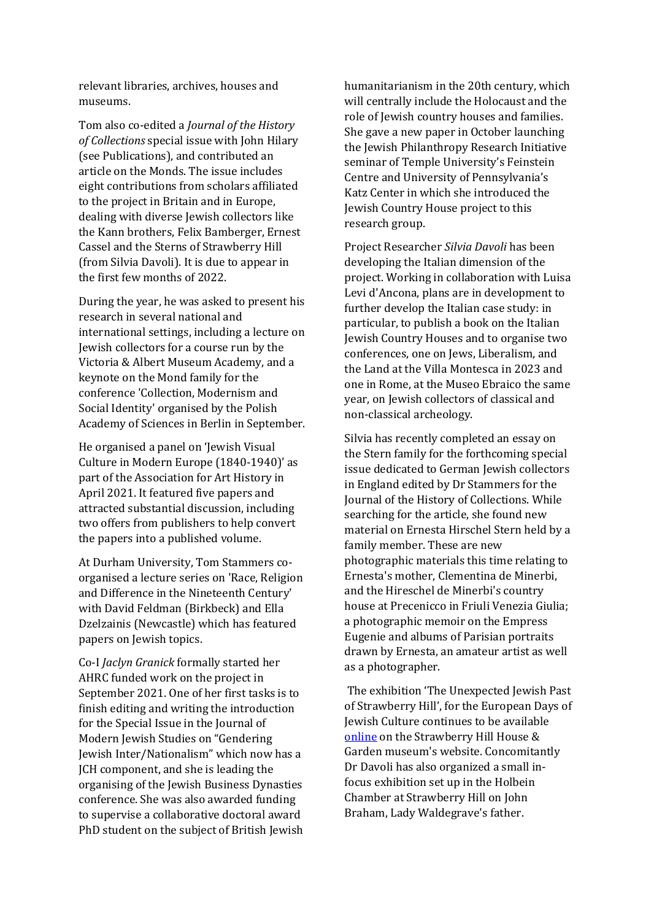relevant libraries, archives, houses and museums.

Tom also co-edited a *Journal of the History of Collections* special issue with John Hilary (see Publications), and contributed an article on the Monds. The issue includes eight contributions from scholars affiliated to the project in Britain and in Europe, dealing with diverse Jewish collectors like the Kann brothers, Felix Bamberger, Ernest Cassel and the Sterns of Strawberry Hill (from Silvia Davoli). It is due to appear in the first few months of 2022.

During the year, he was asked to present his research in several national and international settings, including a lecture on Jewish collectors for a course run by the Victoria & Albert Museum Academy, and a keynote on the Mond family for the conference 'Collection, Modernism and Social Identity' organised by the Polish Academy of Sciences in Berlin in September.

He organised a panel on 'Jewish Visual Culture in Modern Europe (1840-1940)' as part of the Association for Art History in April 2021. It featured five papers and attracted substantial discussion, including two offers from publishers to help convert the papers into a published volume.

At Durham University, Tom Stammers co-organised a lecture series on 'Race, Religion and Difference in the Nineteenth Century' with David Feldman (Birkbeck) and Ella Dzelzainis (Newcastle) which has featured papers on Jewish topics.

Co-I *Jaclyn Granick* formally started her AHRC funded work on the project in September 2021. One of her first tasks is to finish editing and writing the introduction for the Special Issue in the Journal of Modern Jewish Studies on "Gendering Jewish Inter/Nationalism" which now has a JCH component, and she is leading the organising of the Jewish Business Dynasties conference. She was also awarded funding to supervise a collaborative doctoral award PhD student on the subject of British Jewish humanitarianism in the 20th century, which will centrally include the Holocaust and the role of Jewish country houses and families. She gave a new paper in October launching the Jewish Philanthropy Research Initiative seminar of Temple University's Feinstein Centre and University of Pennsylvania's Katz Center in which she introduced the Jewish Country House project to this research group.

Project Researcher *Silvia Davoli* has been developing the Italian dimension of the project. Working in collaboration with Luisa Levi d'Ancona, plans are in development to further develop the Italian case study: in particular, to publish a book on the Italian Jewish Country Houses and to organise two conferences, one on Jews, Liberalism, and the Land at the Villa Montesca in 2023 and one in Rome, at the Museo Ebraico the same year, on Jewish collectors of classical and non-classical archeology.

Silvia has recently completed an essay on the Stern family for the forthcoming special issue dedicated to German Jewish collectors in England edited by Dr Stammers for the Journal of the History of Collections. While searching for the article, she found new material on Ernesta Hirschel Stern held by a family member. These are new photographic materials this time relating to Ernesta's mother, Clementina de Minerbi, and the Hireschel de Minerbi's country house at Precenicco in Friuli Venezia Giulia; a photographic memoir on the Empress Eugenie and albums of Parisian portraits drawn by Ernesta, an amateur artist as well as a photographer.

The exhibition 'The Unexpected Jewish Past of Strawberry Hill', for the European Days of Jewish Culture continues to be available online on the Strawberry Hill House & Garden museum's website. Concomitantly Dr Davoli has also organized a small in-focus exhibition set up in the Holbein Chamber at Strawberry Hill on John Braham, Lady Waldegrave's father.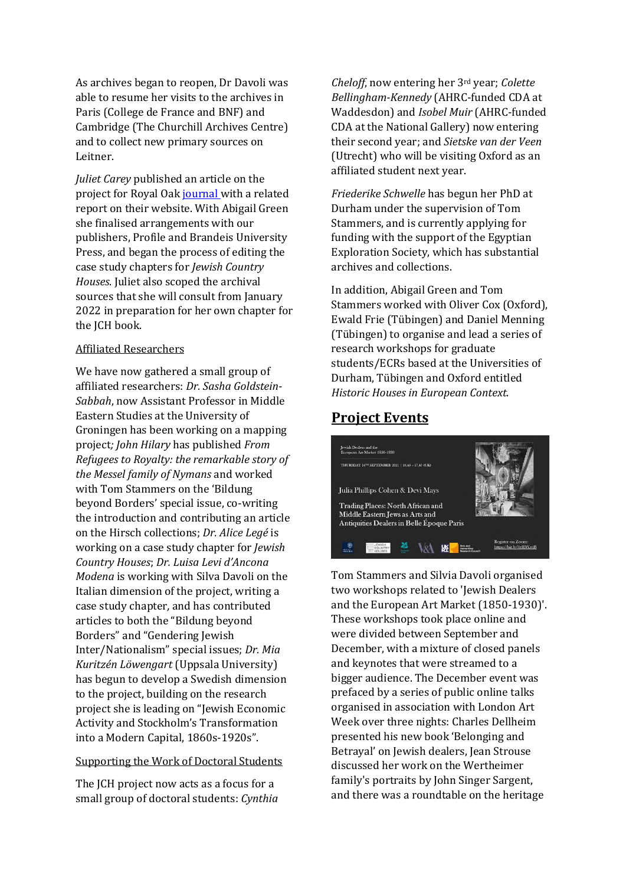As archives began to reopen, Dr Davoli was able to resume her visits to the archives in Paris (College de France and BNF) and Cambridge (The Churchill Archives Centre) and to collect new primary sources on Leitner.

*Juliet Carey* published an article on the project for Royal Oak journal with a related report on their website. With Abigail Green she finalised arrangements with our publishers, Profile and Brandeis University Press, and began the process of editing the case study chapters for *Jewish Country Houses*. Juliet also scoped the archival sources that she will consult from January 2022 in preparation for her own chapter for the JCH book.

Affiliated Researchers

We have now gathered a small group of affiliated researchers: *Dr. Sasha Goldstein-Sabbah*, now Assistant Professor in Middle Eastern Studies at the University of Groningen has been working on a mapping project*; John Hilary* has published *From Refugees to Royalty: the remarkable story of the Messel family of Nymans* and worked with Tom Stammers on the 'Bildung beyond Borders' special issue, co-writing the introduction and contributing an article on the Hirsch collections; *Dr. Alice Legé* is working on a case study chapter for *Jewish Country Houses*; *Dr. Luisa Levi d'Ancona Modena* is working with Silva Davoli on the Italian dimension of the project, writing a case study chapter*,* and has contributed articles to both the "Bildung beyond Borders" and "Gendering Jewish Inter/Nationalism" special issues; *Dr. Mia Kuritzén Löwengart* (Uppsala University) has begun to develop a Swedish dimension to the project, building on the research project she is leading on "Jewish Economic Activity and Stockholm's Transformation into a Modern Capital, 1860s-1920s".

Supporting the Work of Doctoral Students

The JCH project now acts as a focus for a small group of doctoral students: *Cynthia Cheloff*, now entering her 3rd year; *Colette Bellingham-Kennedy* (AHRC-funded CDA at Waddesdon) and *Isobel Muir* (AHRC-funded CDA at the National Gallery) now entering their second year; and *Sietske van der Veen* (Utrecht) who will be visiting Oxford as an affiliated student next year.

*Friederike Schwelle* has begun her PhD at Durham under the supervision of Tom Stammers, and is currently applying for funding with the support of the Egyptian Exploration Society, which has substantial archives and collections.

In addition, Abigail Green and Tom Stammers worked with Oliver Cox (Oxford), Ewald Frie (Tübingen) and Daniel Menning (Tübingen) to organise and lead a series of research workshops for graduate students/ECRs based at the Universities of Durham, Tübingen and Oxford entitled *Historic Houses in European Context*.

## Project Events

Jewish Dealers and the European Art Market 1850-1930

THURSDAY 16TH SEPTEMBER 2021 | 16:45 – 17:45 (UK)

Julia Phillips Cohen & Devi Mays

Trading Places: North African and Middle Eastern Jews as Arts and Antiquities Dealers in Belle Époque Paris

Register on Zoom: https://bit.ly/3zIDXmB

Tom Stammers and Silvia Davoli organised two workshops related to 'Jewish Dealers and the European Art Market (1850-1930)'. These workshops took place online and were divided between September and December, with a mixture of closed panels and keynotes that were streamed to a bigger audience. The December event was prefaced by a series of public online talks organised in association with London Art Week over three nights: Charles Dellheim presented his new book 'Belonging and Betrayal' on Jewish dealers, Jean Strouse discussed her work on the Wertheimer family's portraits by John Singer Sargent, and there was a roundtable on the heritage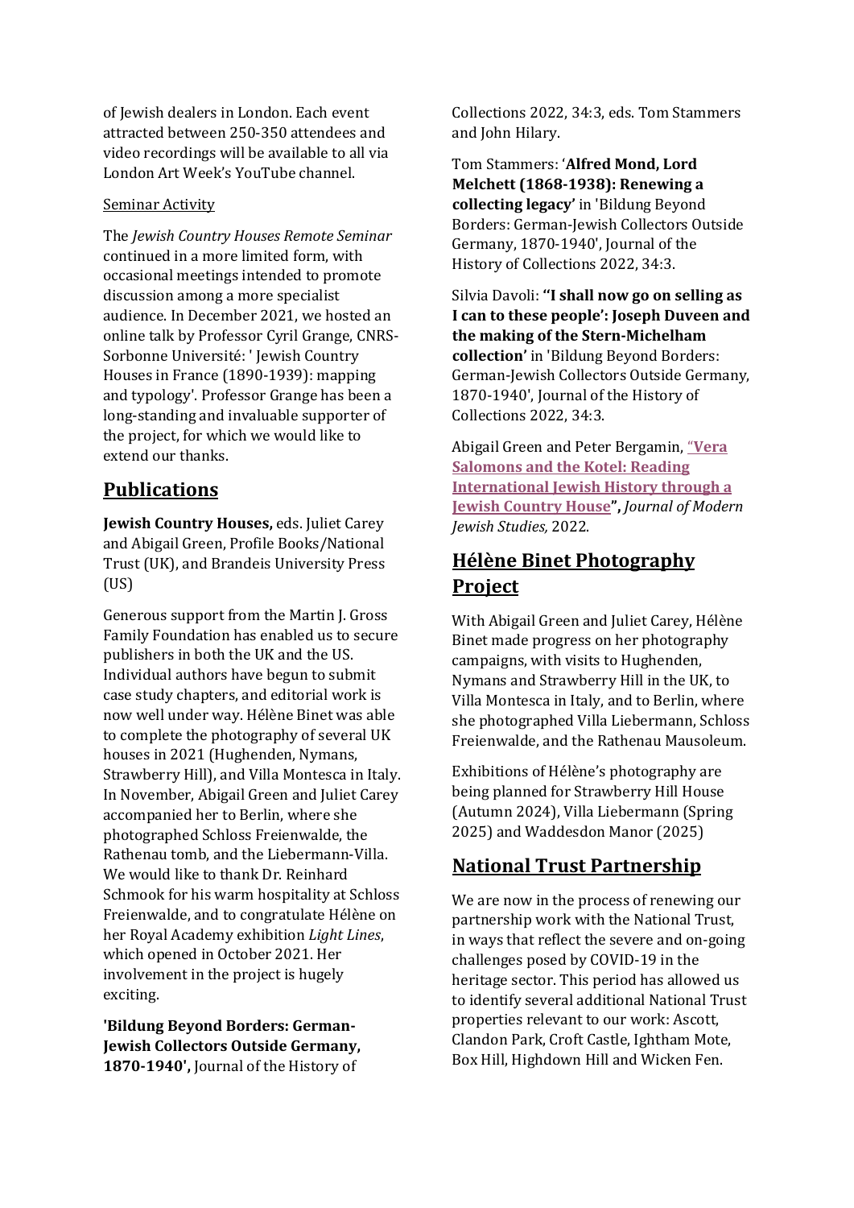of Jewish dealers in London. Each event attracted between 250-350 attendees and video recordings will be available to all via London Art Week's YouTube channel.

Seminar Activity

The *Jewish Country Houses Remote Seminar* continued in a more limited form, with occasional meetings intended to promote discussion among a more specialist audience. In December 2021, we hosted an online talk by Professor Cyril Grange, CNRS-Sorbonne Université: ' Jewish Country Houses in France (1890-1939): mapping and typology'. Professor Grange has been a long-standing and invaluable supporter of the project, for which we would like to extend our thanks.

## Publications

**Jewish Country Houses,** eds. Juliet Carey and Abigail Green, Profile Books/National Trust (UK), and Brandeis University Press (US)

Generous support from the Martin J. Gross Family Foundation has enabled us to secure publishers in both the UK and the US. Individual authors have begun to submit case study chapters, and editorial work is now well under way. Hélène Binet was able to complete the photography of several UK houses in 2021 (Hughenden, Nymans, Strawberry Hill), and Villa Montesca in Italy. In November, Abigail Green and Juliet Carey accompanied her to Berlin, where she photographed Schloss Freienwalde, the Rathenau tomb, and the Liebermann-Villa. We would like to thank Dr. Reinhard Schmook for his warm hospitality at Schloss Freienwalde, and to congratulate Hélène on her Royal Academy exhibition *Light Lines*, which opened in October 2021. Her involvement in the project is hugely exciting.

**'Bildung Beyond Borders: German-Jewish Collectors Outside Germany, 1870-1940',** Journal of the History of Collections 2022, 34:3, eds. Tom Stammers and John Hilary.

Tom Stammers: '**Alfred Mond, Lord Melchett (1868-1938): Renewing a collecting legacy'** in 'Bildung Beyond Borders: German-Jewish Collectors Outside Germany, 1870-1940', Journal of the History of Collections 2022, 34:3.

Silvia Davoli: **"I shall now go on selling as I can to these people': Joseph Duveen and the making of the Stern-Michelham collection'** in 'Bildung Beyond Borders: German-Jewish Collectors Outside Germany, 1870-1940', Journal of the History of Collections 2022, 34:3.

Abigail Green and Peter Bergamin, **"Vera Salomons and the Kotel: Reading International Jewish History through a Jewish Country House",** *Journal of Modern Jewish Studies,* 2022.

## Hélène Binet Photography Project

With Abigail Green and Juliet Carey, Hélène Binet made progress on her photography campaigns, with visits to Hughenden, Nymans and Strawberry Hill in the UK, to Villa Montesca in Italy, and to Berlin, where she photographed Villa Liebermann, Schloss Freienwalde, and the Rathenau Mausoleum.

Exhibitions of Hélène's photography are being planned for Strawberry Hill House (Autumn 2024), Villa Liebermann (Spring 2025) and Waddesdon Manor (2025)

## National Trust Partnership

We are now in the process of renewing our partnership work with the National Trust, in ways that reflect the severe and on-going challenges posed by COVID-19 in the heritage sector. This period has allowed us to identify several additional National Trust properties relevant to our work: Ascott, Clandon Park, Croft Castle, Ightham Mote, Box Hill, Highdown Hill and Wicken Fen.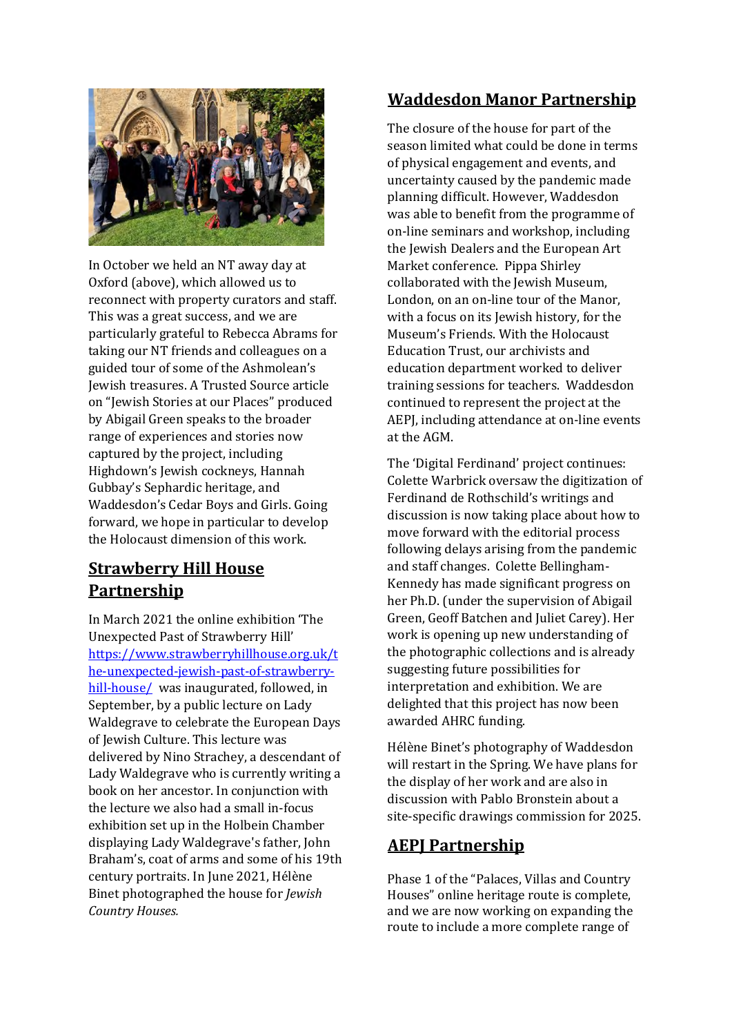In October we held an NT away day at Oxford (above), which allowed us to reconnect with property curators and staff. This was a great success, and we are particularly grateful to Rebecca Abrams for taking our NT friends and colleagues on a guided tour of some of the Ashmolean's Jewish treasures. A Trusted Source article on "Jewish Stories at our Places" produced by Abigail Green speaks to the broader range of experiences and stories now captured by the project, including Highdown's Jewish cockneys, Hannah Gubbay's Sephardic heritage, and Waddesdon's Cedar Boys and Girls. Going forward, we hope in particular to develop the Holocaust dimension of this work.

## Strawberry Hill House Partnership

In March 2021 the online exhibition 'The Unexpected Past of Strawberry Hill' https://www.strawberryhillhouse.org.uk/the-unexpected-jewish-past-of-strawberry-hill-house/ was inaugurated, followed, in September, by a public lecture on Lady Waldegrave to celebrate the European Days of Jewish Culture. This lecture was delivered by Nino Strachey, a descendant of Lady Waldegrave who is currently writing a book on her ancestor. In conjunction with the lecture we also had a small in-focus exhibition set up in the Holbein Chamber displaying Lady Waldegrave's father, John Braham's, coat of arms and some of his 19th century portraits. In June 2021, Hélène Binet photographed the house for *Jewish Country Houses.*

## Waddesdon Manor Partnership

The closure of the house for part of the season limited what could be done in terms of physical engagement and events, and uncertainty caused by the pandemic made planning difficult. However, Waddesdon was able to benefit from the programme of on-line seminars and workshop, including the Jewish Dealers and the European Art Market conference. Pippa Shirley collaborated with the Jewish Museum, London, on an on-line tour of the Manor, with a focus on its Jewish history, for the Museum's Friends. With the Holocaust Education Trust, our archivists and education department worked to deliver training sessions for teachers. Waddesdon continued to represent the project at the AEPJ, including attendance at on-line events at the AGM.

The 'Digital Ferdinand' project continues: Colette Warbrick oversaw the digitization of Ferdinand de Rothschild's writings and discussion is now taking place about how to move forward with the editorial process following delays arising from the pandemic and staff changes. Colette Bellingham-Kennedy has made significant progress on her Ph.D. (under the supervision of Abigail Green, Geoff Batchen and Juliet Carey). Her work is opening up new understanding of the photographic collections and is already suggesting future possibilities for interpretation and exhibition. We are delighted that this project has now been awarded AHRC funding.

Hélène Binet's photography of Waddesdon will restart in the Spring. We have plans for the display of her work and are also in discussion with Pablo Bronstein about a site-specific drawings commission for 2025.

## AEPJ Partnership

Phase 1 of the "Palaces, Villas and Country Houses" online heritage route is complete, and we are now working on expanding the route to include a more complete range of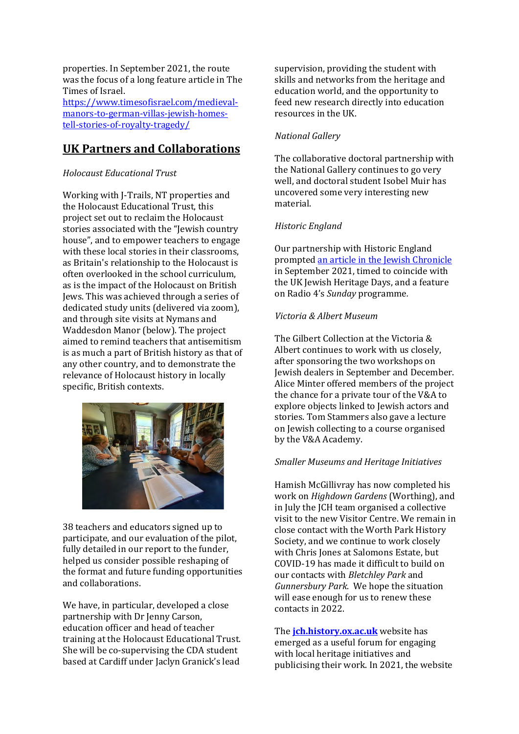properties. In September 2021, the route was the focus of a long feature article in The Times of Israel. https://www.timesofisrael.com/medieval-manors-to-german-villas-jewish-homes-tell-stories-of-royalty-tragedy/

## UK Partners and Collaborations

*Holocaust Educational Trust*

Working with J-Trails, NT properties and the Holocaust Educational Trust, this project set out to reclaim the Holocaust stories associated with the "Jewish country house", and to empower teachers to engage with these local stories in their classrooms, as Britain's relationship to the Holocaust is often overlooked in the school curriculum, as is the impact of the Holocaust on British Jews. This was achieved through a series of dedicated study units (delivered via zoom), and through site visits at Nymans and Waddesdon Manor (below). The project aimed to remind teachers that antisemitism is as much a part of British history as that of any other country, and to demonstrate the relevance of Holocaust history in locally specific, British contexts.

38 teachers and educators signed up to participate, and our evaluation of the pilot, fully detailed in our report to the funder, helped us consider possible reshaping of the format and future funding opportunities and collaborations.

We have, in particular, developed a close partnership with Dr Jenny Carson, education officer and head of teacher training at the Holocaust Educational Trust. She will be co-supervising the CDA student based at Cardiff under Jaclyn Granick's lead supervision, providing the student with skills and networks from the heritage and education world, and the opportunity to feed new research directly into education resources in the UK.

*National Gallery*

The collaborative doctoral partnership with the National Gallery continues to go very well, and doctoral student Isobel Muir has uncovered some very interesting new material.

*Historic England*

Our partnership with Historic England prompted an article in the Jewish Chronicle in September 2021, timed to coincide with the UK Jewish Heritage Days, and a feature on Radio 4's *Sunday* programme.

*Victoria & Albert Museum*

The Gilbert Collection at the Victoria & Albert continues to work with us closely, after sponsoring the two workshops on Jewish dealers in September and December. Alice Minter offered members of the project the chance for a private tour of the V&A to explore objects linked to Jewish actors and stories. Tom Stammers also gave a lecture on Jewish collecting to a course organised by the V&A Academy.

*Smaller Museums and Heritage Initiatives*

Hamish McGillivray has now completed his work on *Highdown Gardens* (Worthing), and in July the JCH team organised a collective visit to the new Visitor Centre. We remain in close contact with the Worth Park History Society, and we continue to work closely with Chris Jones at Salomons Estate, but COVID-19 has made it difficult to build on our contacts with *Bletchley Park* and *Gunnersbury Park*. We hope the situation will ease enough for us to renew these contacts in 2022.

The **jch.history.ox.ac.uk** website has emerged as a useful forum for engaging with local heritage initiatives and publicising their work. In 2021, the website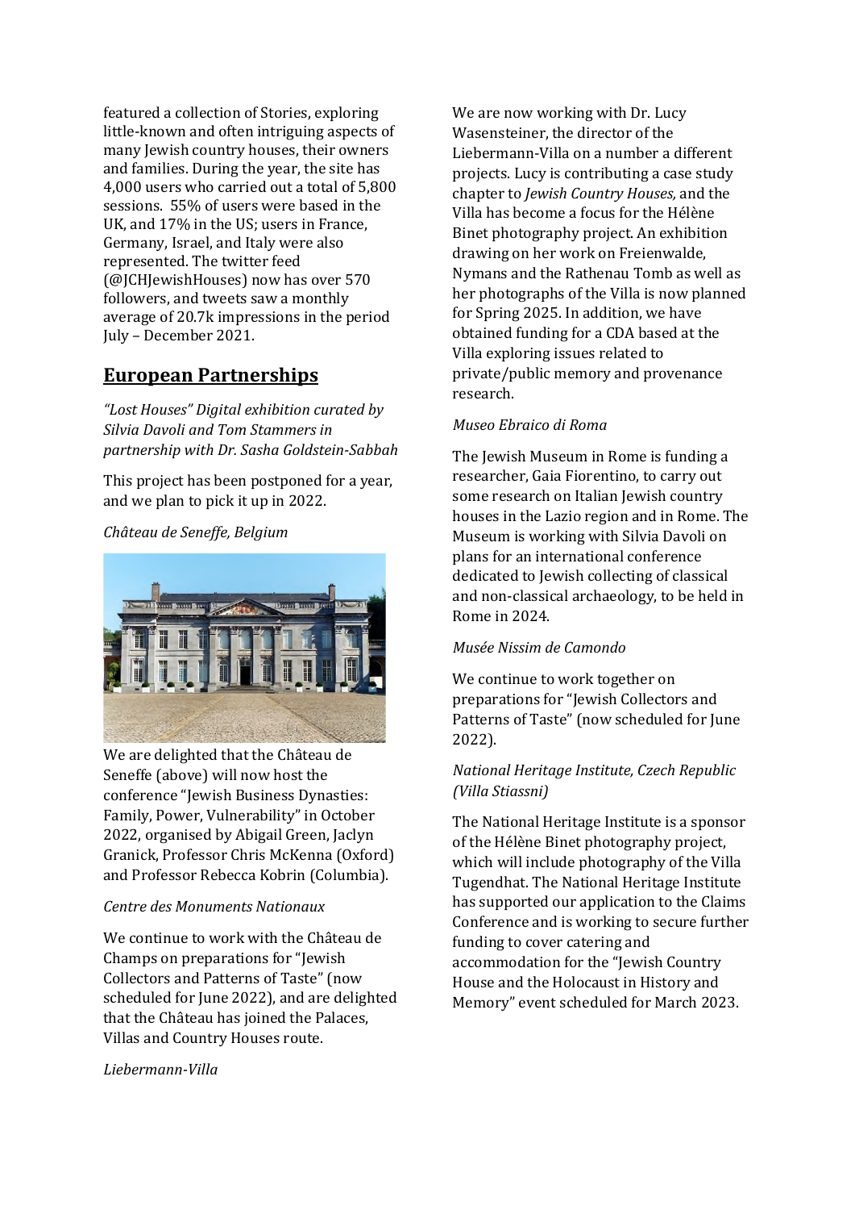featured a collection of Stories, exploring little-known and often intriguing aspects of many Jewish country houses, their owners and families. During the year, the site has 4,000 users who carried out a total of 5,800 sessions. 55% of users were based in the UK, and 17% in the US; users in France, Germany, Israel, and Italy were also represented. The twitter feed (@JCHJewishHouses) now has over 570 followers, and tweets saw a monthly average of 20.7k impressions in the period July – December 2021.

## European Partnerships

*"Lost Houses" Digital exhibition curated by Silvia Davoli and Tom Stammers in partnership with Dr. Sasha Goldstein-Sabbah*

This project has been postponed for a year, and we plan to pick it up in 2022.

*Château de Seneffe, Belgium*

We are delighted that the Château de Seneffe (above) will now host the conference "Jewish Business Dynasties: Family, Power, Vulnerability" in October 2022, organised by Abigail Green, Jaclyn Granick, Professor Chris McKenna (Oxford) and Professor Rebecca Kobrin (Columbia).

*Centre des Monuments Nationaux*

We continue to work with the Château de Champs on preparations for "Jewish Collectors and Patterns of Taste" (now scheduled for June 2022), and are delighted that the Château has joined the Palaces, Villas and Country Houses route.

*Liebermann-Villa*

We are now working with Dr. Lucy Wasensteiner, the director of the Liebermann-Villa on a number a different projects. Lucy is contributing a case study chapter to *Jewish Country Houses,* and the Villa has become a focus for the Hélène Binet photography project. An exhibition drawing on her work on Freienwalde, Nymans and the Rathenau Tomb as well as her photographs of the Villa is now planned for Spring 2025. In addition, we have obtained funding for a CDA based at the Villa exploring issues related to private/public memory and provenance research.

*Museo Ebraico di Roma*

The Jewish Museum in Rome is funding a researcher, Gaia Fiorentino, to carry out some research on Italian Jewish country houses in the Lazio region and in Rome. The Museum is working with Silvia Davoli on plans for an international conference dedicated to Jewish collecting of classical and non-classical archaeology, to be held in Rome in 2024.

*Musée Nissim de Camondo*

We continue to work together on preparations for "Jewish Collectors and Patterns of Taste" (now scheduled for June 2022).

*National Heritage Institute, Czech Republic (Villa Stiassni)*

The National Heritage Institute is a sponsor of the Hélène Binet photography project, which will include photography of the Villa Tugendhat. The National Heritage Institute has supported our application to the Claims Conference and is working to secure further funding to cover catering and accommodation for the "Jewish Country House and the Holocaust in History and Memory" event scheduled for March 2023.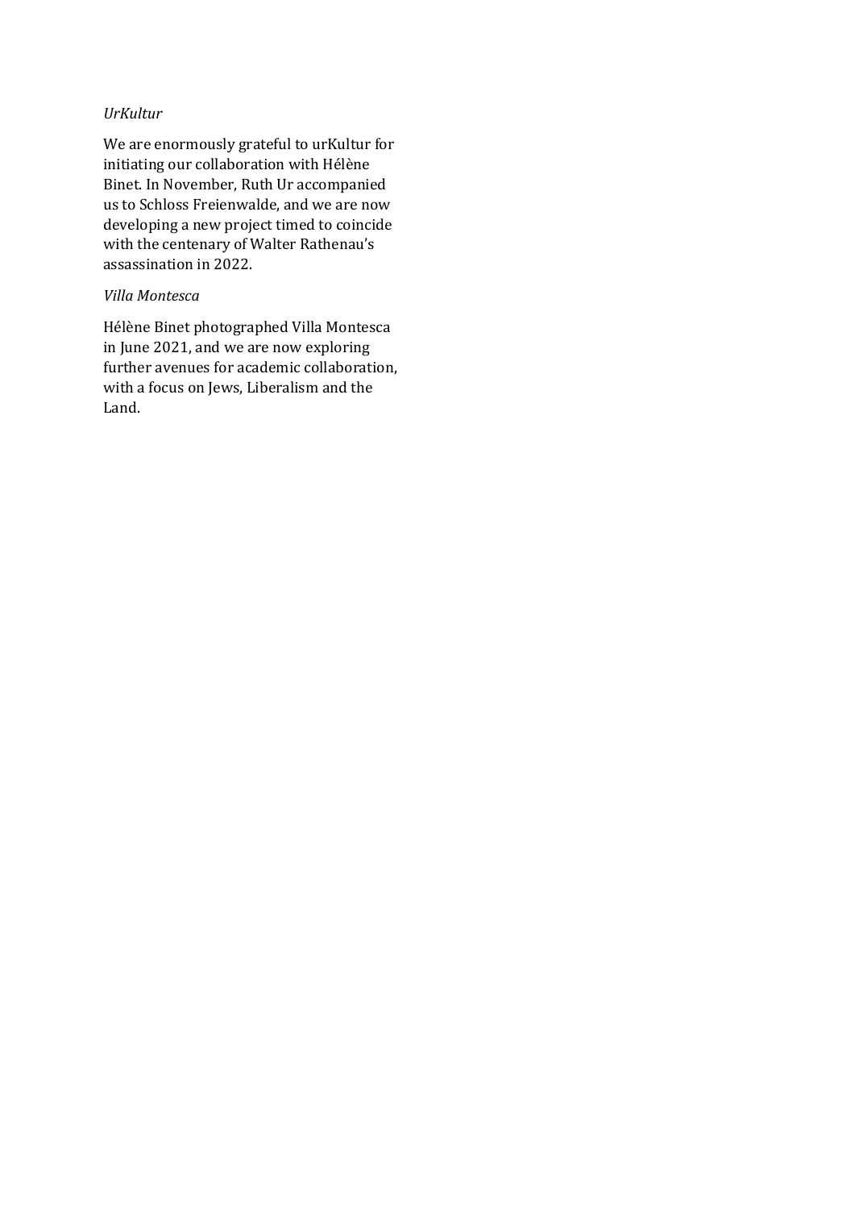*UrKultur*

We are enormously grateful to urKultur for initiating our collaboration with Hélène Binet. In November, Ruth Ur accompanied us to Schloss Freienwalde, and we are now developing a new project timed to coincide with the centenary of Walter Rathenau's assassination in 2022.

*Villa Montesca*

Hélène Binet photographed Villa Montesca in June 2021, and we are now exploring further avenues for academic collaboration, with a focus on Jews, Liberalism and the Land.